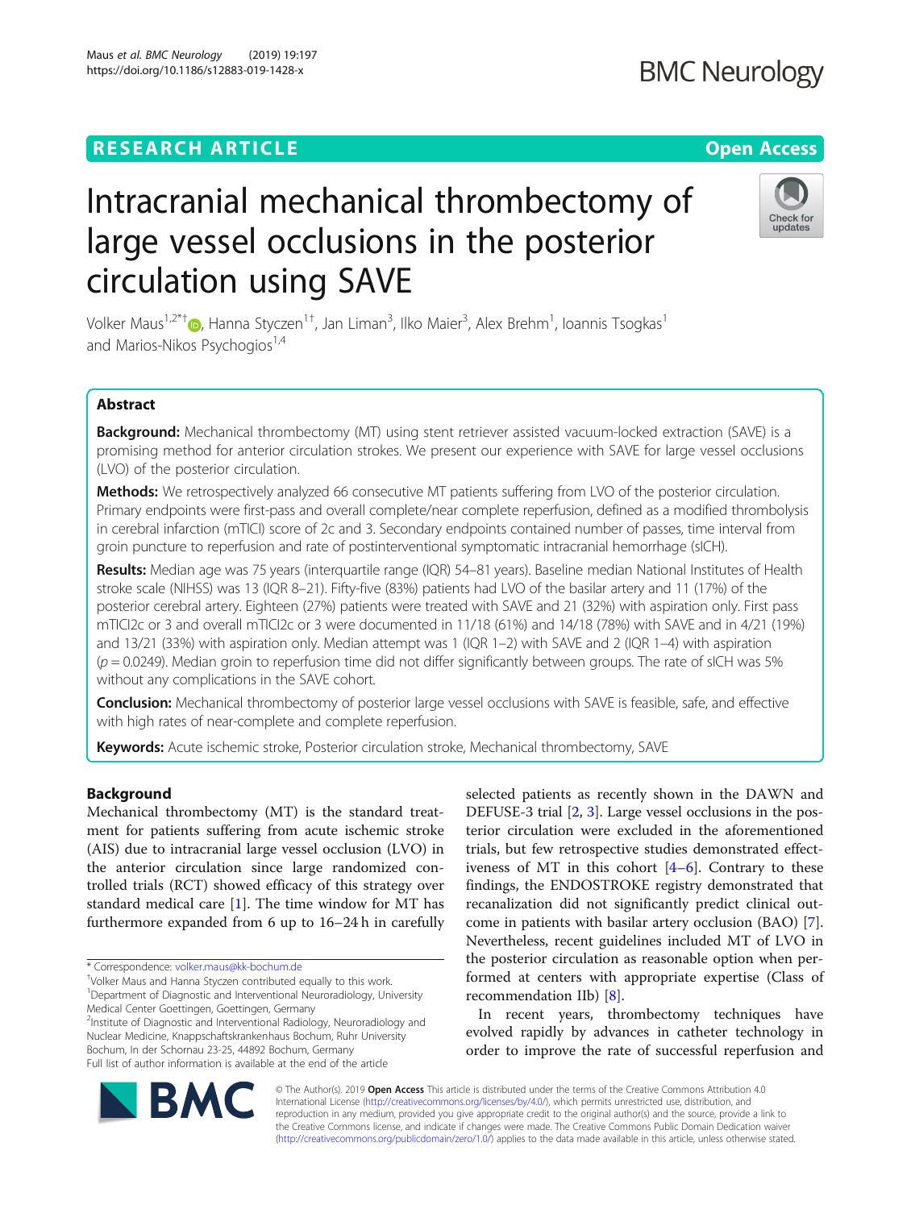RESEARCH ARTICLE

Open Access

# Intracranial mechanical thrombectomy of large vessel occlusions in the posterior circulation using SAVE

Volker Maus[1,2*†], Hanna Styczen[1†], Jan Liman[3], Ilko Maier[3], Alex Brehm[1], Ioannis Tsogkas[1] and Marios-Nikos Psychogios[1,4]

## Abstract

**Background:** Mechanical thrombectomy (MT) using stent retriever assisted vacuum-locked extraction (SAVE) is a promising method for anterior circulation strokes. We present our experience with SAVE for large vessel occlusions (LVO) of the posterior circulation.

**Methods:** We retrospectively analyzed 66 consecutive MT patients suffering from LVO of the posterior circulation. Primary endpoints were first-pass and overall complete/near complete reperfusion, defined as a modified thrombolysis in cerebral infarction (mTICI) score of 2c and 3. Secondary endpoints contained number of passes, time interval from groin puncture to reperfusion and rate of postinterventional symptomatic intracranial hemorrhage (sICH).

**Results:** Median age was 75 years (interquartile range (IQR) 54–81 years). Baseline median National Institutes of Health stroke scale (NIHSS) was 13 (IQR 8–21). Fifty-five (83%) patients had LVO of the basilar artery and 11 (17%) of the posterior cerebral artery. Eighteen (27%) patients were treated with SAVE and 21 (32%) with aspiration only. First pass mTICI2c or 3 and overall mTICI2c or 3 were documented in 11/18 (61%) and 14/18 (78%) with SAVE and in 4/21 (19%) and 13/21 (33%) with aspiration only. Median attempt was 1 (IQR 1–2) with SAVE and 2 (IQR 1–4) with aspiration ($p = 0.0249$). Median groin to reperfusion time did not differ significantly between groups. The rate of sICH was 5% without any complications in the SAVE cohort.

**Conclusion:** Mechanical thrombectomy of posterior large vessel occlusions with SAVE is feasible, safe, and effective with high rates of near-complete and complete reperfusion.

**Keywords:** Acute ischemic stroke, Posterior circulation stroke, Mechanical thrombectomy, SAVE

## Background

Mechanical thrombectomy (MT) is the standard treatment for patients suffering from acute ischemic stroke (AIS) due to intracranial large vessel occlusion (LVO) in the anterior circulation since large randomized controlled trials (RCT) showed efficacy of this strategy over standard medical care [1]. The time window for MT has furthermore expanded from 6 up to 16–24 h in carefully selected patients as recently shown in the DAWN and DEFUSE-3 trial [2, 3]. Large vessel occlusions in the posterior circulation were excluded in the aforementioned trials, but few retrospective studies demonstrated effectiveness of MT in this cohort [4–6]. Contrary to these findings, the ENDOSTROKE registry demonstrated that recanalization did not significantly predict clinical outcome in patients with basilar artery occlusion (BAO) [7]. Nevertheless, recent guidelines included MT of LVO in the posterior circulation as reasonable option when performed at centers with appropriate expertise (Class of recommendation IIb) [8].

In recent years, thrombectomy techniques have evolved rapidly by advances in catheter technology in order to improve the rate of successful reperfusion and

---

\* Correspondence: volker.maus@kk-bochum.de
†Volker Maus and Hanna Styczen contributed equally to this work.
[1]Department of Diagnostic and Interventional Neuroradiology, University Medical Center Goettingen, Goettingen, Germany
[2]Institute of Diagnostic and Interventional Radiology, Neuroradiology and Nuclear Medicine, Knappschaftskrankenhaus Bochum, Ruhr University Bochum, In der Schornau 23-25, 44892 Bochum, Germany
Full list of author information is available at the end of the article

© The Author(s). 2019 **Open Access** This article is distributed under the terms of the Creative Commons Attribution 4.0 International License (http://creativecommons.org/licenses/by/4.0/), which permits unrestricted use, distribution, and reproduction in any medium, provided you give appropriate credit to the original author(s) and the source, provide a link to the Creative Commons license, and indicate if changes were made. The Creative Commons Public Domain Dedication waiver (http://creativecommons.org/publicdomain/zero/1.0/) applies to the data made available in this article, unless otherwise stated.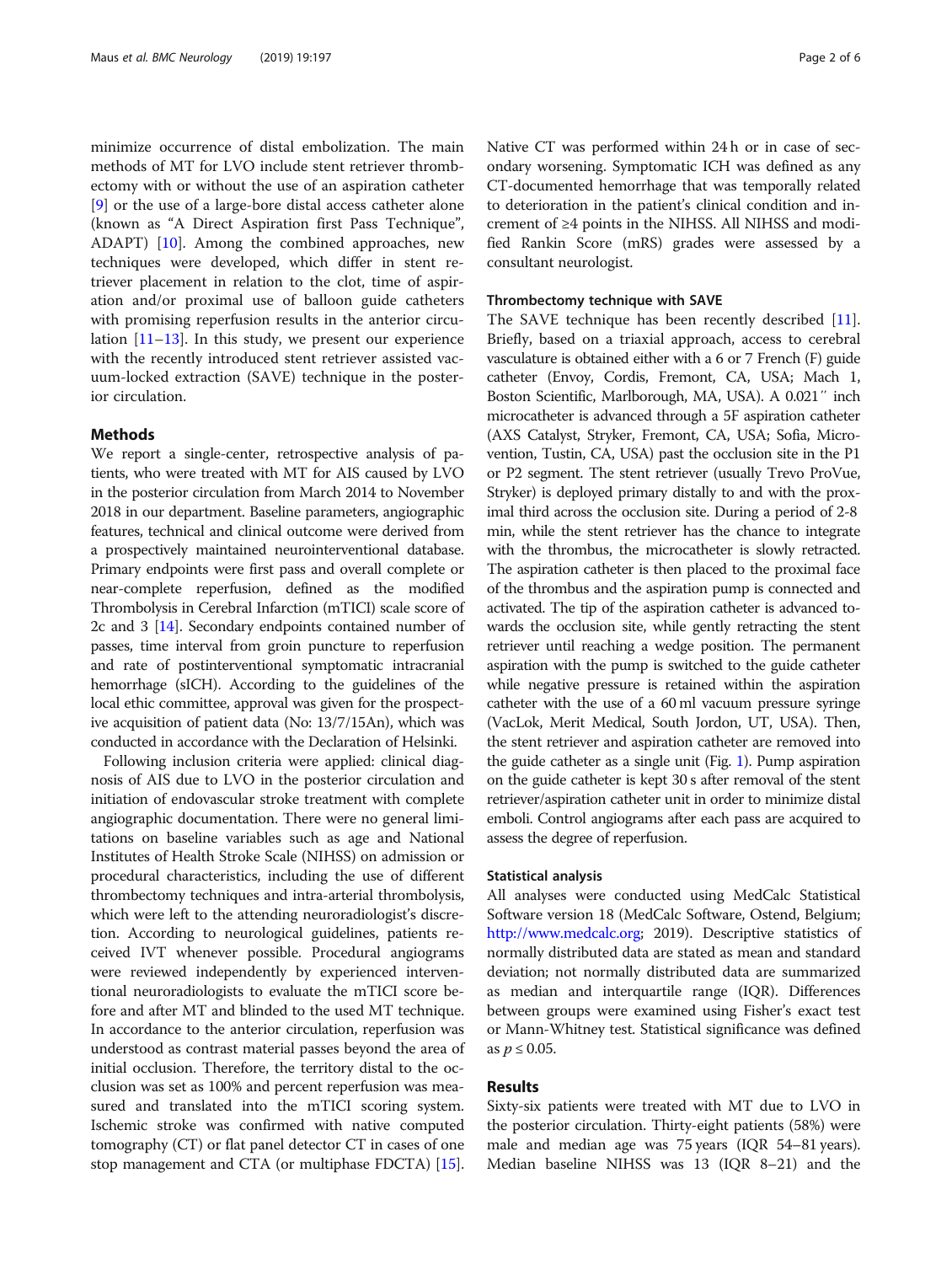minimize occurrence of distal embolization. The main methods of MT for LVO include stent retriever thrombectomy with or without the use of an aspiration catheter [9] or the use of a large-bore distal access catheter alone (known as "A Direct Aspiration first Pass Technique", ADAPT) [10]. Among the combined approaches, new techniques were developed, which differ in stent retriever placement in relation to the clot, time of aspiration and/or proximal use of balloon guide catheters with promising reperfusion results in the anterior circulation [11–13]. In this study, we present our experience with the recently introduced stent retriever assisted vacuum-locked extraction (SAVE) technique in the posterior circulation.

## Methods

We report a single-center, retrospective analysis of patients, who were treated with MT for AIS caused by LVO in the posterior circulation from March 2014 to November 2018 in our department. Baseline parameters, angiographic features, technical and clinical outcome were derived from a prospectively maintained neurointerventional database. Primary endpoints were first pass and overall complete or near-complete reperfusion, defined as the modified Thrombolysis in Cerebral Infarction (mTICI) scale score of 2c and 3 [14]. Secondary endpoints contained number of passes, time interval from groin puncture to reperfusion and rate of postinterventional symptomatic intracranial hemorrhage (sICH). According to the guidelines of the local ethic committee, approval was given for the prospective acquisition of patient data (No: 13/7/15An), which was conducted in accordance with the Declaration of Helsinki.

Following inclusion criteria were applied: clinical diagnosis of AIS due to LVO in the posterior circulation and initiation of endovascular stroke treatment with complete angiographic documentation. There were no general limitations on baseline variables such as age and National Institutes of Health Stroke Scale (NIHSS) on admission or procedural characteristics, including the use of different thrombectomy techniques and intra-arterial thrombolysis, which were left to the attending neuroradiologist's discretion. According to neurological guidelines, patients received IVT whenever possible. Procedural angiograms were reviewed independently by experienced interventional neuroradiologists to evaluate the mTICI score before and after MT and blinded to the used MT technique. In accordance to the anterior circulation, reperfusion was understood as contrast material passes beyond the area of initial occlusion. Therefore, the territory distal to the occlusion was set as 100% and percent reperfusion was measured and translated into the mTICI scoring system. Ischemic stroke was confirmed with native computed tomography (CT) or flat panel detector CT in cases of one stop management and CTA (or multiphase FDCTA) [15]. Native CT was performed within 24 h or in case of secondary worsening. Symptomatic ICH was defined as any CT-documented hemorrhage that was temporally related to deterioration in the patient's clinical condition and increment of ≥4 points in the NIHSS. All NIHSS and modified Rankin Score (mRS) grades were assessed by a consultant neurologist.

### Thrombectomy technique with SAVE

The SAVE technique has been recently described [11]. Briefly, based on a triaxial approach, access to cerebral vasculature is obtained either with a 6 or 7 French (F) guide catheter (Envoy, Cordis, Fremont, CA, USA; Mach 1, Boston Scientific, Marlborough, MA, USA). A 0.021″ inch microcatheter is advanced through a 5F aspiration catheter (AXS Catalyst, Stryker, Fremont, CA, USA; Sofia, Microvention, Tustin, CA, USA) past the occlusion site in the P1 or P2 segment. The stent retriever (usually Trevo ProVue, Stryker) is deployed primary distally to and with the proximal third across the occlusion site. During a period of 2-8 min, while the stent retriever has the chance to integrate with the thrombus, the microcatheter is slowly retracted. The aspiration catheter is then placed to the proximal face of the thrombus and the aspiration pump is connected and activated. The tip of the aspiration catheter is advanced towards the occlusion site, while gently retracting the stent retriever until reaching a wedge position. The permanent aspiration with the pump is switched to the guide catheter while negative pressure is retained within the aspiration catheter with the use of a 60 ml vacuum pressure syringe (VacLok, Merit Medical, South Jordon, UT, USA). Then, the stent retriever and aspiration catheter are removed into the guide catheter as a single unit (Fig. 1). Pump aspiration on the guide catheter is kept 30 s after removal of the stent retriever/aspiration catheter unit in order to minimize distal emboli. Control angiograms after each pass are acquired to assess the degree of reperfusion.

### Statistical analysis

All analyses were conducted using MedCalc Statistical Software version 18 (MedCalc Software, Ostend, Belgium; http://www.medcalc.org; 2019). Descriptive statistics of normally distributed data are stated as mean and standard deviation; not normally distributed data are summarized as median and interquartile range (IQR). Differences between groups were examined using Fisher's exact test or Mann-Whitney test. Statistical significance was defined as $p \leq 0.05$.

## Results

Sixty-six patients were treated with MT due to LVO in the posterior circulation. Thirty-eight patients (58%) were male and median age was 75 years (IQR 54–81 years). Median baseline NIHSS was 13 (IQR 8–21) and the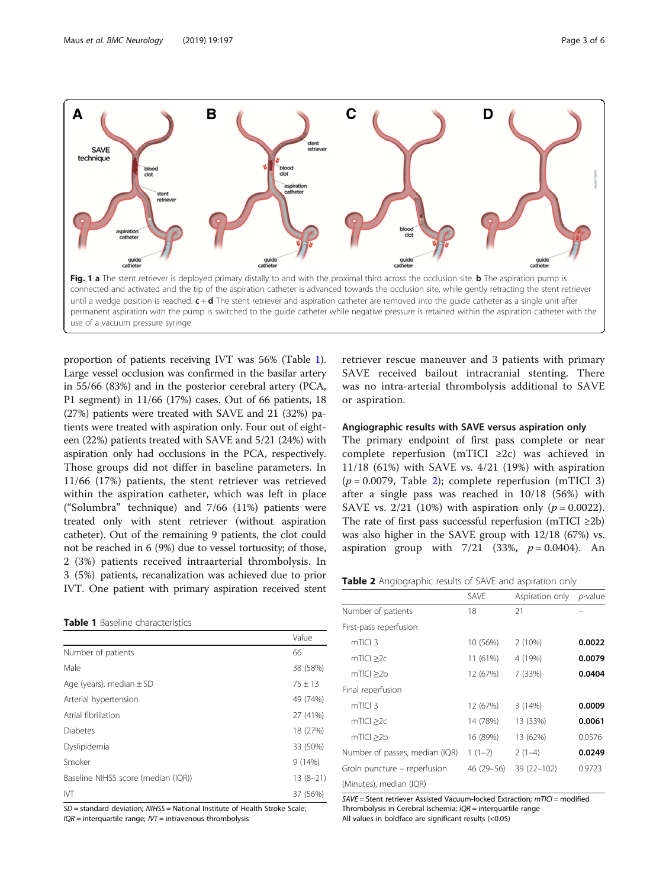**Fig. 1 a** The stent retriever is deployed primary distally to and with the proximal third across the occlusion site. **b** The aspiration pump is connected and activated and the tip of the aspiration catheter is advanced towards the occlusion site, while gently retracting the stent retriever until a wedge position is reached. **c + d** The stent retriever and aspiration catheter are removed into the guide catheter as a single unit after permanent aspiration with the pump is switched to the guide catheter while negative pressure is retained within the aspiration catheter with the use of a vacuum pressure syringe

proportion of patients receiving IVT was 56% (Table 1). Large vessel occlusion was confirmed in the basilar artery in 55/66 (83%) and in the posterior cerebral artery (PCA, P1 segment) in 11/66 (17%) cases. Out of 66 patients, 18 (27%) patients were treated with SAVE and 21 (32%) patients were treated with aspiration only. Four out of eighteen (22%) patients treated with SAVE and 5/21 (24%) with aspiration only had occlusions in the PCA, respectively. Those groups did not differ in baseline parameters. In 11/66 (17%) patients, the stent retriever was retrieved within the aspiration catheter, which was left in place ("Solumbra" technique) and 7/66 (11%) patients were treated only with stent retriever (without aspiration catheter). Out of the remaining 9 patients, the clot could not be reached in 6 (9%) due to vessel tortuosity; of those, 2 (3%) patients received intraarterial thrombolysis. In 3 (5%) patients, recanalization was achieved due to prior IVT. One patient with primary aspiration received stent retriever rescue maneuver and 3 patients with primary SAVE received bailout intracranial stenting. There was no intra-arterial thrombolysis additional to SAVE or aspiration.

**Table 1** Baseline characteristics

| | Value |
|---|---|
| Number of patients | 66 |
| Male | 38 (58%) |
| Age (years), median ± SD | 75 ± 13 |
| Arterial hypertension | 49 (74%) |
| Atrial fibrillation | 27 (41%) |
| Diabetes | 18 (27%) |
| Dyslipidemia | 33 (50%) |
| Smoker | 9 (14%) |
| Baseline NIHSS score (median (IQR)) | 13 (8–21) |
| IVT | 37 (56%) |

*SD* = standard deviation; *NIHSS* = National Institute of Health Stroke Scale; *IQR* = interquartile range; *IVT* = intravenous thrombolysis

### Angiographic results with SAVE versus aspiration only

The primary endpoint of first pass complete or near complete reperfusion (mTICI ≥2c) was achieved in 11/18 (61%) with SAVE vs. 4/21 (19%) with aspiration ($p = 0.0079$, Table 2); complete reperfusion (mTICI 3) after a single pass was reached in 10/18 (56%) with SAVE vs. 2/21 (10%) with aspiration only ($p = 0.0022$). The rate of first pass successful reperfusion (mTICI ≥2b) was also higher in the SAVE group with 12/18 (67%) vs. aspiration group with 7/21 (33%, $p = 0.0404$). An

**Table 2** Angiographic results of SAVE and aspiration only

| | SAVE | Aspiration only | *p*-value |
|---|---|---|---|
| Number of patients | 18 | 21 | – |
| First-pass reperfusion | | | |
| mTICI 3 | 10 (56%) | 2 (10%) | **0.0022** |
| mTICI ≥2c | 11 (61%) | 4 (19%) | **0.0079** |
| mTICI ≥2b | 12 (67%) | 7 (33%) | **0.0404** |
| Final reperfusion | | | |
| mTICI 3 | 12 (67%) | 3 (14%) | **0.0009** |
| mTICI ≥2c | 14 (78%) | 13 (33%) | **0.0061** |
| mTICI ≥2b | 16 (89%) | 13 (62%) | 0.0576 |
| Number of passes, median (IQR) | 1 (1–2) | 2 (1–4) | **0.0249** |
| Groin puncture – reperfusion (Minutes), median (IQR) | 46 (29–56) | 39 (22–102) | 0.9723 |

*SAVE* = Stent retriever Assisted Vacuum-locked Extraction; *mTICI* = modified Thrombolysis in Cerebral Ischemia; *IQR* = interquartile range
All values in boldface are significant results (<0.05)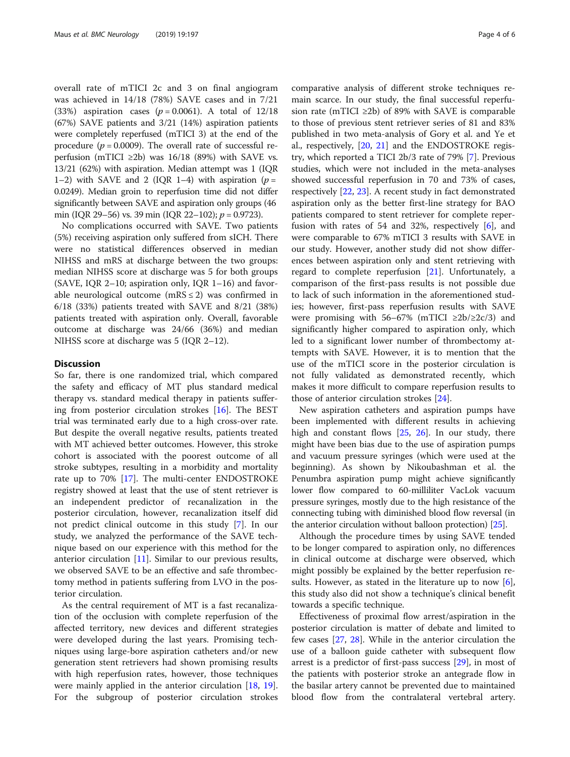overall rate of mTICI 2c and 3 on final angiogram was achieved in 14/18 (78%) SAVE cases and in 7/21 (33%) aspiration cases ($p = 0.0061$). A total of 12/18 (67%) SAVE patients and 3/21 (14%) aspiration patients were completely reperfused (mTICI 3) at the end of the procedure ($p = 0.0009$). The overall rate of successful reperfusion (mTICI ≥2b) was 16/18 (89%) with SAVE vs. 13/21 (62%) with aspiration. Median attempt was 1 (IQR 1–2) with SAVE and 2 (IQR 1–4) with aspiration ($p = 0.0249$). Median groin to reperfusion time did not differ significantly between SAVE and aspiration only groups (46 min (IQR 29–56) vs. 39 min (IQR 22–102); $p = 0.9723$).

No complications occurred with SAVE. Two patients (5%) receiving aspiration only suffered from sICH. There were no statistical differences observed in median NIHSS and mRS at discharge between the two groups: median NIHSS score at discharge was 5 for both groups (SAVE, IQR 2–10; aspiration only, IQR 1–16) and favorable neurological outcome (mRS ≤ 2) was confirmed in 6/18 (33%) patients treated with SAVE and 8/21 (38%) patients treated with aspiration only. Overall, favorable outcome at discharge was 24/66 (36%) and median NIHSS score at discharge was 5 (IQR 2–12).

## Discussion

So far, there is one randomized trial, which compared the safety and efficacy of MT plus standard medical therapy vs. standard medical therapy in patients suffering from posterior circulation strokes [16]. The BEST trial was terminated early due to a high cross-over rate. But despite the overall negative results, patients treated with MT achieved better outcomes. However, this stroke cohort is associated with the poorest outcome of all stroke subtypes, resulting in a morbidity and mortality rate up to 70% [17]. The multi-center ENDOSTROKE registry showed at least that the use of stent retriever is an independent predictor of recanalization in the posterior circulation, however, recanalization itself did not predict clinical outcome in this study [7]. In our study, we analyzed the performance of the SAVE technique based on our experience with this method for the anterior circulation [11]. Similar to our previous results, we observed SAVE to be an effective and safe thrombectomy method in patients suffering from LVO in the posterior circulation.

As the central requirement of MT is a fast recanalization of the occlusion with complete reperfusion of the affected territory, new devices and different strategies were developed during the last years. Promising techniques using large-bore aspiration catheters and/or new generation stent retrievers had shown promising results with high reperfusion rates, however, those techniques were mainly applied in the anterior circulation [18, 19]. For the subgroup of posterior circulation strokes comparative analysis of different stroke techniques remain scarce. In our study, the final successful reperfusion rate (mTICI ≥2b) of 89% with SAVE is comparable to those of previous stent retriever series of 81 and 83% published in two meta-analysis of Gory et al. and Ye et al., respectively, [20, 21] and the ENDOSTROKE registry, which reported a TICI 2b/3 rate of 79% [7]. Previous studies, which were not included in the meta-analyses showed successful reperfusion in 70 and 73% of cases, respectively [22, 23]. A recent study in fact demonstrated aspiration only as the better first-line strategy for BAO patients compared to stent retriever for complete reperfusion with rates of 54 and 32%, respectively [6], and were comparable to 67% mTICI 3 results with SAVE in our study. However, another study did not show differences between aspiration only and stent retrieving with regard to complete reperfusion [21]. Unfortunately, a comparison of the first-pass results is not possible due to lack of such information in the aforementioned studies; however, first-pass reperfusion results with SAVE were promising with 56–67% (mTICI ≥2b/≥2c/3) and significantly higher compared to aspiration only, which led to a significant lower number of thrombectomy attempts with SAVE. However, it is to mention that the use of the mTICI score in the posterior circulation is not fully validated as demonstrated recently, which makes it more difficult to compare reperfusion results to those of anterior circulation strokes [24].

New aspiration catheters and aspiration pumps have been implemented with different results in achieving high and constant flows [25, 26]. In our study, there might have been bias due to the use of aspiration pumps and vacuum pressure syringes (which were used at the beginning). As shown by Nikoubashman et al. the Penumbra aspiration pump might achieve significantly lower flow compared to 60-milliliter VacLok vacuum pressure syringes, mostly due to the high resistance of the connecting tubing with diminished blood flow reversal (in the anterior circulation without balloon protection) [25].

Although the procedure times by using SAVE tended to be longer compared to aspiration only, no differences in clinical outcome at discharge were observed, which might possibly be explained by the better reperfusion results. However, as stated in the literature up to now [6], this study also did not show a technique's clinical benefit towards a specific technique.

Effectiveness of proximal flow arrest/aspiration in the posterior circulation is matter of debate and limited to few cases [27, 28]. While in the anterior circulation the use of a balloon guide catheter with subsequent flow arrest is a predictor of first-pass success [29], in most of the patients with posterior stroke an antegrade flow in the basilar artery cannot be prevented due to maintained blood flow from the contralateral vertebral artery.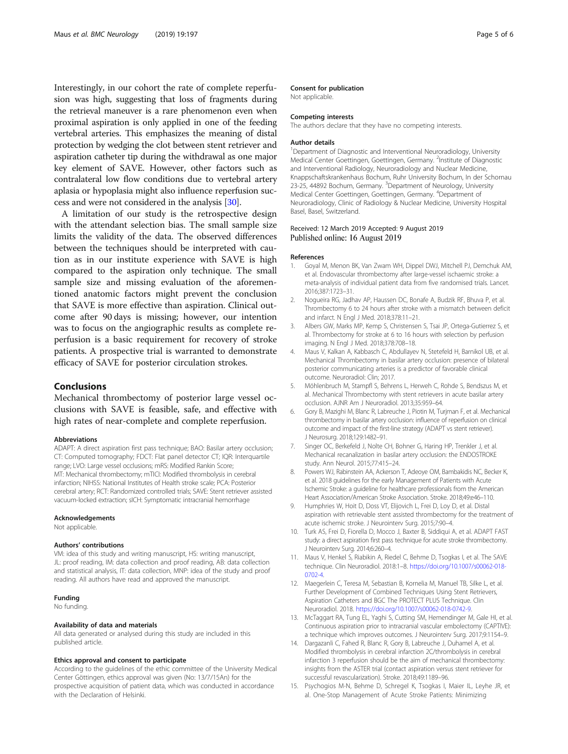Interestingly, in our cohort the rate of complete reperfusion was high, suggesting that loss of fragments during the retrieval maneuver is a rare phenomenon even when proximal aspiration is only applied in one of the feeding vertebral arteries. This emphasizes the meaning of distal protection by wedging the clot between stent retriever and aspiration catheter tip during the withdrawal as one major key element of SAVE. However, other factors such as contralateral low flow conditions due to vertebral artery aplasia or hypoplasia might also influence reperfusion success and were not considered in the analysis [30].

A limitation of our study is the retrospective design with the attendant selection bias. The small sample size limits the validity of the data. The observed differences between the techniques should be interpreted with caution as in our institute experience with SAVE is high compared to the aspiration only technique. The small sample size and missing evaluation of the aforementioned anatomic factors might prevent the conclusion that SAVE is more effective than aspiration. Clinical outcome after 90 days is missing; however, our intention was to focus on the angiographic results as complete reperfusion is a basic requirement for recovery of stroke patients. A prospective trial is warranted to demonstrate efficacy of SAVE for posterior circulation strokes.

## Conclusions

Mechanical thrombectomy of posterior large vessel occlusions with SAVE is feasible, safe, and effective with high rates of near-complete and complete reperfusion.

#### Abbreviations

ADAPT: A direct aspiration first pass technique; BAO: Basilar artery occlusion; CT: Computed tomography; FDCT: Flat panel detector CT; IQR: Interquartile range; LVO: Large vessel occlusions; mRS: Modified Rankin Score; MT: Mechanical thrombectomy; mTICI: Modified thrombolysis in cerebral infarction; NIHSS: National Institutes of Health stroke scale; PCA: Posterior cerebral artery; RCT: Randomized controlled trials; SAVE: Stent retriever assisted vacuum-locked extraction; sICH: Symptomatic intracranial hemorrhage

#### Acknowledgements

Not applicable.

#### Authors' contributions

VM: idea of this study and writing manuscript, HS: writing manuscript, JL: proof reading, IM: data collection and proof reading, AB: data collection and statistical analysis, IT: data collection, MNP: idea of the study and proof reading. All authors have read and approved the manuscript.

#### Funding

No funding.

#### Availability of data and materials

All data generated or analysed during this study are included in this published article.

#### Ethics approval and consent to participate

According to the guidelines of the ethic committee of the University Medical Center Göttingen, ethics approval was given (No: 13/7/15An) for the prospective acquisition of patient data, which was conducted in accordance with the Declaration of Helsinki.

#### Consent for publication

Not applicable.

#### Competing interests

The authors declare that they have no competing interests.

#### Author details

[1]Department of Diagnostic and Interventional Neuroradiology, University Medical Center Goettingen, Goettingen, Germany. [2]Institute of Diagnostic and Interventional Radiology, Neuroradiology and Nuclear Medicine, Knappschaftskrankenhaus Bochum, Ruhr University Bochum, In der Schornau 23-25, 44892 Bochum, Germany. [3]Department of Neurology, University Medical Center Goettingen, Goettingen, Germany. [4]Department of Neuroradiology, Clinic of Radiology & Nuclear Medicine, University Hospital Basel, Basel, Switzerland.

Received: 12 March 2019 Accepted: 9 August 2019
Published online: 16 August 2019

#### References

1. Goyal M, Menon BK, Van Zwam WH, Dippel DWJ, Mitchell PJ, Demchuk AM, et al. Endovascular thrombectomy after large-vessel ischaemic stroke: a meta-analysis of individual patient data from five randomised trials. Lancet. 2016;387:1723–31.
2. Nogueira RG, Jadhav AP, Haussen DC, Bonafe A, Budzik RF, Bhuva P, et al. Thrombectomy 6 to 24 hours after stroke with a mismatch between deficit and infarct. N Engl J Med. 2018;378:11–21.
3. Albers GW, Marks MP, Kemp S, Christensen S, Tsai JP, Ortega-Gutierrez S, et al. Thrombectomy for stroke at 6 to 16 hours with selection by perfusion imaging. N Engl J Med. 2018;378:708–18.
4. Maus V, Kalkan A, Kabbasch C, Abdullayev N, Stetefeld H, Barnikol UB, et al. Mechanical Thrombectomy in basilar artery occlusion: presence of bilateral posterior communicating arteries is a predictor of favorable clinical outcome. Neuroradiol: Clin; 2017.
5. Möhlenbruch M, Stampfl S, Behrens L, Herweh C, Rohde S, Bendszus M, et al. Mechanical Thrombectomy with stent retrievers in acute basilar artery occlusion. AJNR Am J Neuroradiol. 2013;35:959–64.
6. Gory B, Mazighi M, Blanc R, Labreuche J, Piotin M, Turjman F, et al. Mechanical thrombectomy in basilar artery occlusion: influence of reperfusion on clinical outcome and impact of the first-line strategy (ADAPT vs stent retriever). J Neurosurg. 2018;129:1482–91.
7. Singer OC, Berkefeld J, Nolte CH, Bohner G, Haring HP, Trenkler J, et al. Mechanical recanalization in basilar artery occlusion: the ENDOSTROKE study. Ann Neurol. 2015;77:415–24.
8. Powers WJ, Rabinstein AA, Ackerson T, Adeoye OM, Bambakidis NC, Becker K, et al. 2018 guidelines for the early Management of Patients with Acute Ischemic Stroke: a guideline for healthcare professionals from the American Heart Association/American Stroke Association. Stroke. 2018;49:e46–110.
9. Humphries W, Hoit D, Doss VT, Elijovich L, Frei D, Loy D, et al. Distal aspiration with retrievable stent assisted thrombectomy for the treatment of acute ischemic stroke. J Neurointerv Surg. 2015;7:90–4.
10. Turk AS, Frei D, Fiorella D, Mocco J, Baxter B, Siddiqui A, et al. ADAPT FAST study: a direct aspiration first pass technique for acute stroke thrombectomy. J Neurointerv Surg. 2014;6:260–4.
11. Maus V, Henkel S, Riabikin A, Riedel C, Behme D, Tsogkas I, et al. The SAVE technique. Clin Neuroradiol. 2018:1–8. https://doi.org/10.1007/s00062-018-0702-4.
12. Maegerlein C, Teresa M, Sebastian B, Kornelia M, Manuel TB, Silke L, et al. Further Development of Combined Techniques Using Stent Retrievers, Aspiration Catheters and BGC The PROTECT PLUS Technique. Clin Neuroradiol. 2018. https://doi.org/10.1007/s00062-018-0742-9.
13. McTaggart RA, Tung EL, Yaghi S, Cutting SM, Hemendinger M, Gale HI, et al. Continuous aspiration prior to intracranial vascular embolectomy (CAPTIVE): a technique which improves outcomes. J Neurointerv Surg. 2017;9:1154–9.
14. Dargazanli C, Fahed R, Blanc R, Gory B, Labreuche J, Duhamel A, et al. Modified thrombolysis in cerebral infarction 2C/thrombolysis in cerebral infarction 3 reperfusion should be the aim of mechanical thrombectomy: insights from the ASTER trial (contact aspiration versus stent retriever for successful revascularization). Stroke. 2018;49:1189–96.
15. Psychogios M-N, Behme D, Schregel K, Tsogkas I, Maier IL, Leyhe JR, et al. One-Stop Management of Acute Stroke Patients: Minimizing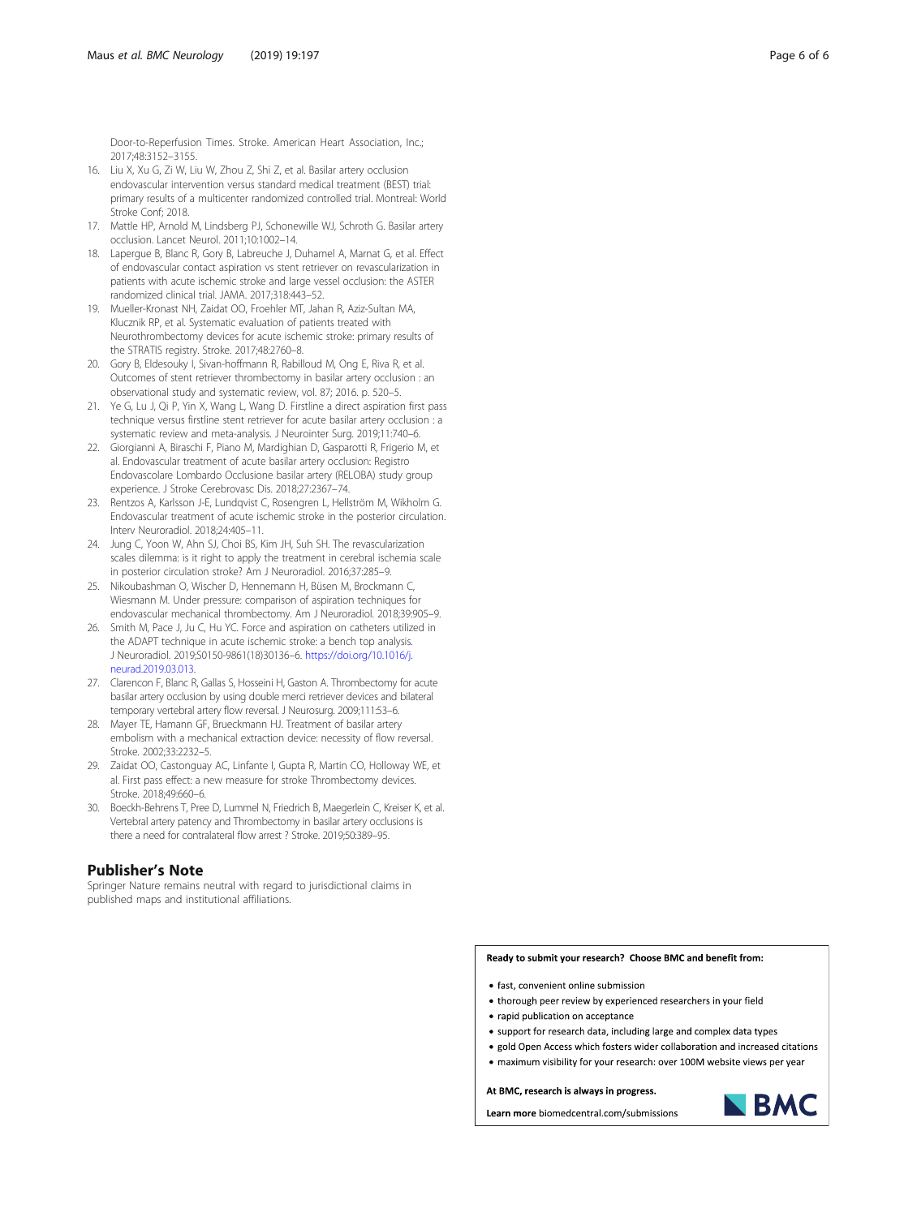Door-to-Reperfusion Times. Stroke. American Heart Association, Inc.; 2017;48:3152–3155.

16. Liu X, Xu G, Zi W, Liu W, Zhou Z, Shi Z, et al. Basilar artery occlusion endovascular intervention versus standard medical treatment (BEST) trial: primary results of a multicenter randomized controlled trial. Montreal: World Stroke Conf; 2018.
17. Mattle HP, Arnold M, Lindsberg PJ, Schonewille WJ, Schroth G. Basilar artery occlusion. Lancet Neurol. 2011;10:1002–14.
18. Lapergue B, Blanc R, Gory B, Labreuche J, Duhamel A, Marnat G, et al. Effect of endovascular contact aspiration vs stent retriever on revascularization in patients with acute ischemic stroke and large vessel occlusion: the ASTER randomized clinical trial. JAMA. 2017;318:443–52.
19. Mueller-Kronast NH, Zaidat OO, Froehler MT, Jahan R, Aziz-Sultan MA, Klucznik RP, et al. Systematic evaluation of patients treated with Neurothrombectomy devices for acute ischemic stroke: primary results of the STRATIS registry. Stroke. 2017;48:2760–8.
20. Gory B, Eldesouky I, Sivan-hoffmann R, Rabilloud M, Ong E, Riva R, et al. Outcomes of stent retriever thrombectomy in basilar artery occlusion : an observational study and systematic review, vol. 87; 2016. p. 520–5.
21. Ye G, Lu J, Qi P, Yin X, Wang L, Wang D. Firstline a direct aspiration first pass technique versus firstline stent retriever for acute basilar artery occlusion : a systematic review and meta-analysis. J Neurointer Surg. 2019;11:740–6.
22. Giorgianni A, Biraschi F, Piano M, Mardighian D, Gasparotti R, Frigerio M, et al. Endovascular treatment of acute basilar artery occlusion: Registro Endovascolare Lombardo Occlusione basilar artery (RELOBA) study group experience. J Stroke Cerebrovasc Dis. 2018;27:2367–74.
23. Rentzos A, Karlsson J-E, Lundqvist C, Rosengren L, Hellström M, Wikholm G. Endovascular treatment of acute ischemic stroke in the posterior circulation. Interv Neuroradiol. 2018;24:405–11.
24. Jung C, Yoon W, Ahn SJ, Choi BS, Kim JH, Suh SH. The revascularization scales dilemma: is it right to apply the treatment in cerebral ischemia scale in posterior circulation stroke? Am J Neuroradiol. 2016;37:285–9.
25. Nikoubashman O, Wischer D, Hennemann H, Büsen M, Brockmann C, Wiesmann M. Under pressure: comparison of aspiration techniques for endovascular mechanical thrombectomy. Am J Neuroradiol. 2018;39:905–9.
26. Smith M, Pace J, Ju C, Hu YC. Force and aspiration on catheters utilized in the ADAPT technique in acute ischemic stroke: a bench top analysis. J Neuroradiol. 2019;S0150-9861(18)30136–6. https://doi.org/10.1016/j.neurad.2019.03.013.
27. Clarencon F, Blanc R, Gallas S, Hosseini H, Gaston A. Thrombectomy for acute basilar artery occlusion by using double merci retriever devices and bilateral temporary vertebral artery flow reversal. J Neurosurg. 2009;111:53–6.
28. Mayer TE, Hamann GF, Brueckmann HJ. Treatment of basilar artery embolism with a mechanical extraction device: necessity of flow reversal. Stroke. 2002;33:2232–5.
29. Zaidat OO, Castonguay AC, Linfante I, Gupta R, Martin CO, Holloway WE, et al. First pass effect: a new measure for stroke Thrombectomy devices. Stroke. 2018;49:660–6.
30. Boeckh-Behrens T, Pree D, Lummel N, Friedrich B, Maegerlein C, Kreiser K, et al. Vertebral artery patency and Thrombectomy in basilar artery occlusions is there a need for contralateral flow arrest ? Stroke. 2019;50:389–95.

## Publisher's Note

Springer Nature remains neutral with regard to jurisdictional claims in published maps and institutional affiliations.

**Ready to submit your research? Choose BMC and benefit from:**

- fast, convenient online submission
- thorough peer review by experienced researchers in your field
- rapid publication on acceptance
- support for research data, including large and complex data types
- gold Open Access which fosters wider collaboration and increased citations
- maximum visibility for your research: over 100M website views per year

**At BMC, research is always in progress.**

**Learn more** biomedcentral.com/submissions